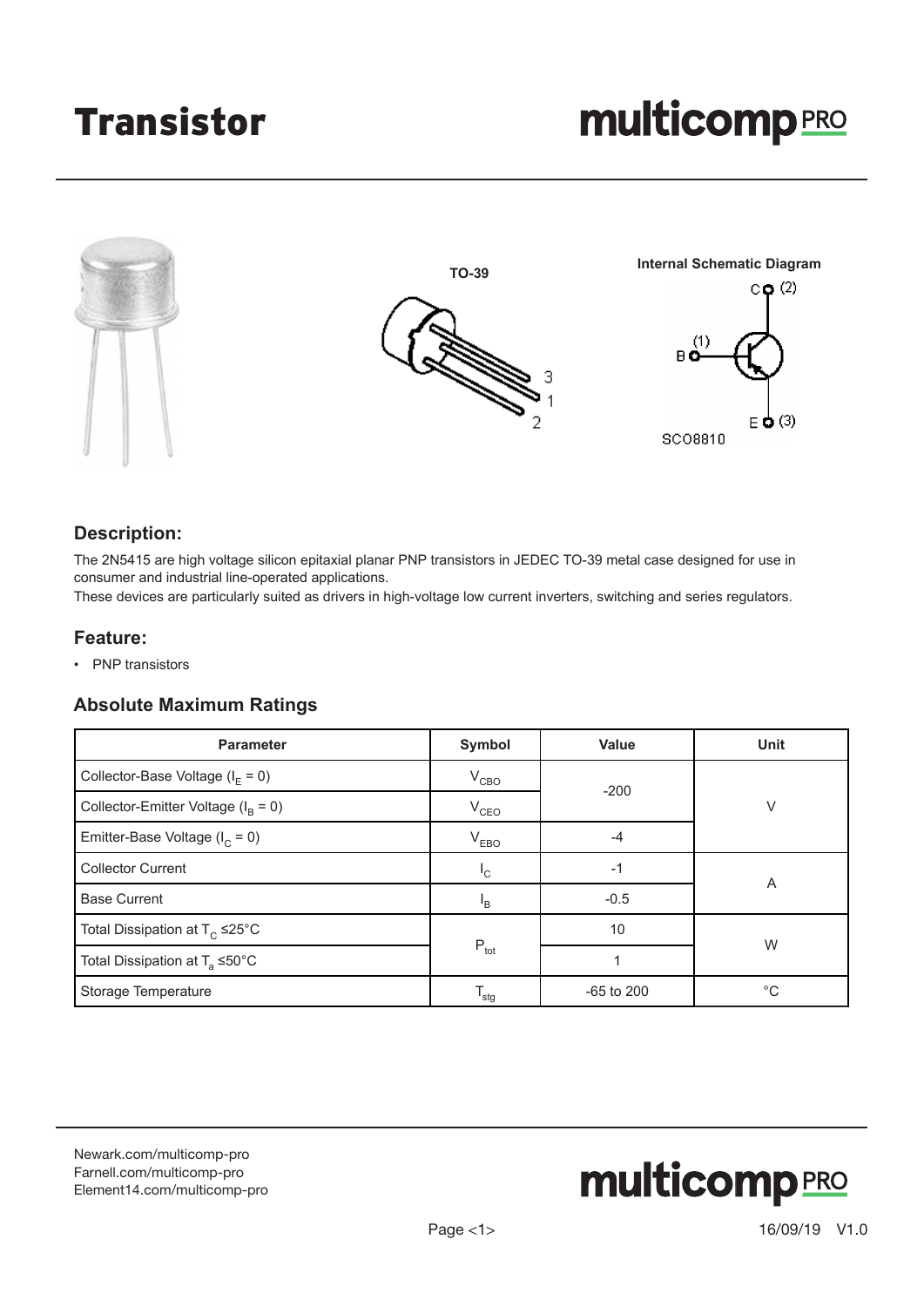# Transistor

TO-39

Internal Schematic Diagram

## Description:

The 2N5415 are high voltage silicon epitaxial planar PNP transistors in JEDEC TO-39 metal case designed for use in consumer and industrial line-operated applications.

These devices are particularly suited as drivers in high-voltage low current inverters, switching and series regulators.

## Feature:

- PNP transistors

## Absolute Maximum Ratings

| Parameter | Symbol | Value | Unit |
|---|---|---|---|
| Collector-Base Voltage ($I_E$ = 0) | $V_{CBO}$ | -200 | V |
| Collector-Emitter Voltage ($I_B$ = 0) | $V_{CEO}$ | | |
| Emitter-Base Voltage ($I_C$ = 0) | $V_{EBO}$ | -4 | |
| Collector Current | $I_C$ | -1 | A |
| Base Current | $I_B$ | -0.5 | |
| Total Dissipation at $T_C$ ≤25°C | $P_{tot}$ | 10 | W |
| Total Dissipation at $T_a$ ≤50°C | | 1 | |
| Storage Temperature | $T_{stg}$ | -65 to 200 | °C |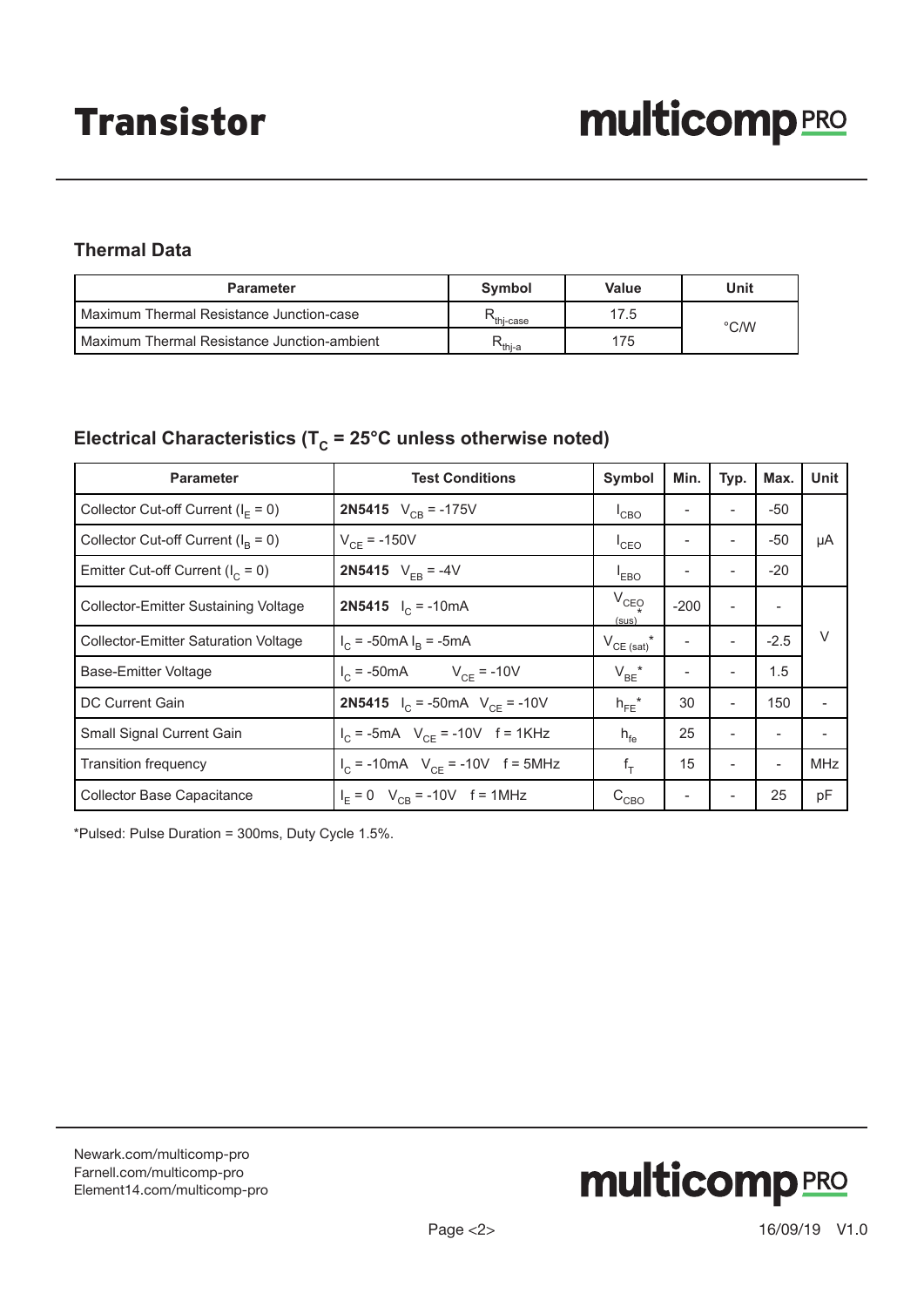# Transistor

### Thermal Data

| Parameter | Symbol | Value | Unit |
|---|---|---|---|
| Maximum Thermal Resistance Junction-case | $R_{thj\text{-}case}$ | 17.5 | °C/W |
| Maximum Thermal Resistance Junction-ambient | $R_{thj\text{-}a}$ | 175 | |

### Electrical Characteristics ($T_C$ = 25°C unless otherwise noted)

| Parameter | Test Conditions | Symbol | Min. | Typ. | Max. | Unit |
|---|---|---|---|---|---|---|
| Collector Cut-off Current ($I_E$ = 0) | **2N5415** $V_{CB}$ = -175V | $I_{CBO}$ | - | - | -50 | µA |
| Collector Cut-off Current ($I_B$ = 0) | $V_{CE}$ = -150V | $I_{CEO}$ | - | - | -50 | |
| Emitter Cut-off Current ($I_C$ = 0) | **2N5415** $V_{EB}$ = -4V | $I_{EBO}$ | - | - | -20 | |
| Collector-Emitter Sustaining Voltage | **2N5415** $I_C$ = -10mA | $V_{CEO(sus)}$* | -200 | - | - | V |
| Collector-Emitter Saturation Voltage | $I_C$ = -50mA $I_B$ = -5mA | $V_{CE(sat)}$* | - | - | -2.5 | |
| Base-Emitter Voltage | $I_C$ = -50mA $V_{CE}$ = -10V | $V_{BE}$* | - | - | 1.5 | |
| DC Current Gain | **2N5415** $I_C$ = -50mA $V_{CE}$ = -10V | $h_{FE}$* | 30 | - | 150 | - |
| Small Signal Current Gain | $I_C$ = -5mA $V_{CE}$ = -10V f = 1KHz | $h_{fe}$ | 25 | - | - | - |
| Transition frequency | $I_C$ = -10mA $V_{CE}$ = -10V f = 5MHz | $f_T$ | 15 | - | - | MHz |
| Collector Base Capacitance | $I_E$ = 0 $V_{CB}$ = -10V f = 1MHz | $C_{CBO}$ | - | - | 25 | pF |

*Pulsed: Pulse Duration = 300ms, Duty Cycle 1.5%.

Newark.com/multicomp-pro
Farnell.com/multicomp-pro
Element14.com/multicomp-pro

16/09/19 V1.0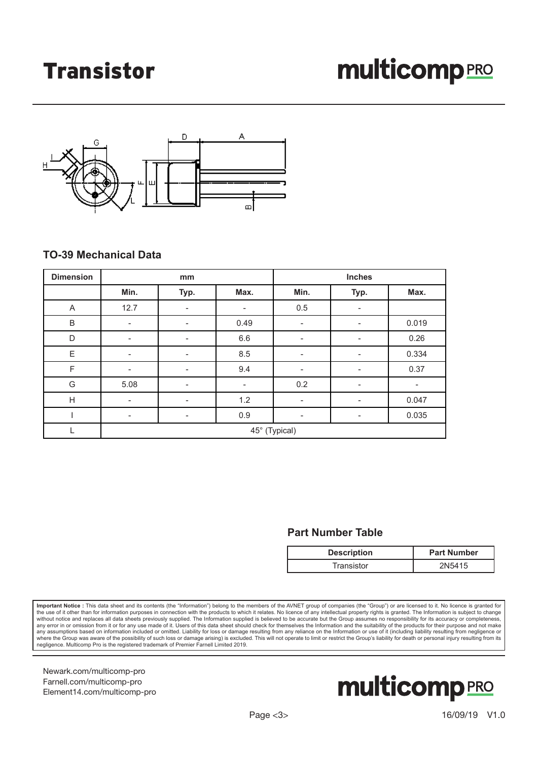## TO-39 Mechanical Data

| Dimension | mm | | | Inches | | |
|---|---|---|---|---|---|---|
| | Min. | Typ. | Max. | Min. | Typ. | Max. |
| A | 12.7 | - | - | 0.5 | - | |
| B | - | - | 0.49 | - | - | 0.019 |
| D | - | - | 6.6 | - | - | 0.26 |
| E | - | - | 8.5 | - | - | 0.334 |
| F | - | - | 9.4 | - | - | 0.37 |
| G | 5.08 | - | - | 0.2 | - | - |
| H | - | - | 1.2 | - | - | 0.047 |
| I | - | - | 0.9 | - | - | 0.035 |
| L | 45° (Typical) | | | | | |

## Part Number Table

| Description | Part Number |
|---|---|
| Transistor | 2N5415 |

**Important Notice :** This data sheet and its contents (the "Information") belong to the members of the AVNET group of companies (the "Group") or are licensed to it. No licence is granted for the use of it other than for information purposes in connection with the products to which it relates. No licence of any intellectual property rights is granted. The Information is subject to change without notice and replaces all data sheets previously supplied. The Information supplied is believed to be accurate but the Group assumes no responsibility for its accuracy or completeness, any error in or omission from it or for any use made of it. Users of this data sheet should check for themselves the Information and the suitability of the products for their purpose and not make any assumptions based on information included or omitted. Liability for loss or damage resulting from any reliance on the Information or use of it (including liability resulting from negligence or where the Group was aware of the possibility of such loss or damage arising) is excluded. This will not operate to limit or restrict the Group's liability for death or personal injury resulting from its negligence. Multicomp Pro is the registered trademark of Premier Farnell Limited 2019.

Newark.com/multicomp-pro
Farnell.com/multicomp-pro
Element14.com/multicomp-pro

16/09/19 V1.0